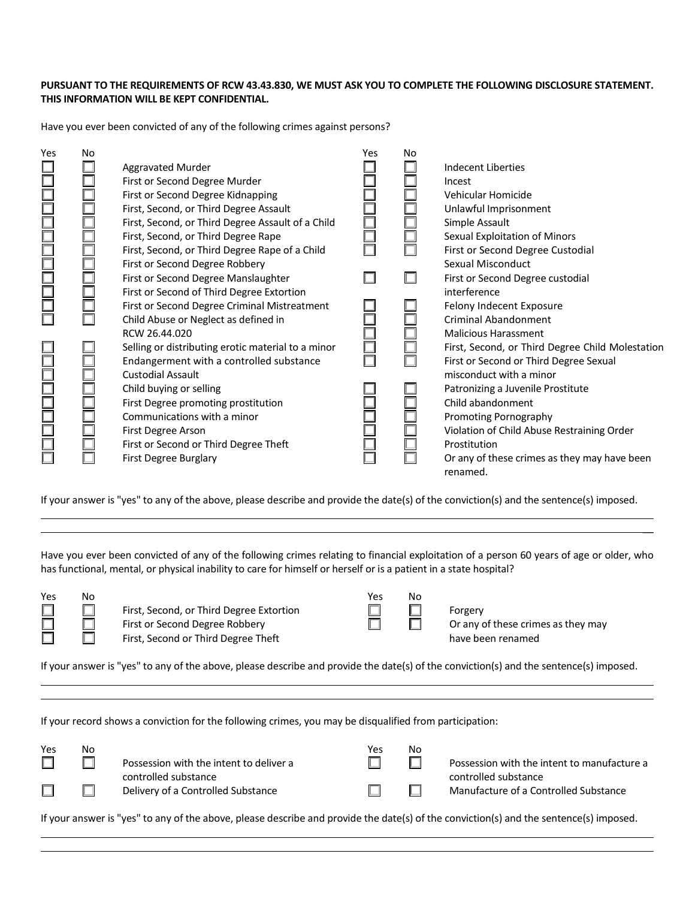**PURSUANT TO THE REQUIREMENTS OF RCW 43.43.830, WE MUST ASK YOU TO COMPLETE THE FOLLOWING DISCLOSURE STATEMENT. THIS INFORMATION WILL BE KEPT CONFIDENTIAL.**

Have you ever been convicted of any of the following crimes against persons?

| Yes | No | Crime | Yes | No | Crime |
|---|---|---|---|---|---|
| ☐ | ☐ | Aggravated Murder | ☐ | ☐ | Indecent Liberties |
| ☐ | ☐ | First or Second Degree Murder | ☐ | ☐ | Incest |
| ☐ | ☐ | First or Second Degree Kidnapping | ☐ | ☐ | Vehicular Homicide |
| ☐ | ☐ | First, Second, or Third Degree Assault | ☐ | ☐ | Unlawful Imprisonment |
| ☐ | ☐ | First, Second, or Third Degree Assault of a Child | ☐ | ☐ | Simple Assault |
| ☐ | ☐ | First, Second, or Third Degree Rape | ☐ | ☐ | Sexual Exploitation of Minors |
| ☐ | ☐ | First, Second, or Third Degree Rape of a Child | ☐ | ☐ | First or Second Degree Custodial Sexual Misconduct |
| ☐ | ☐ | First or Second Degree Robbery | | | |
| ☐ | ☐ | First or Second Degree Manslaughter | ☐ | ☐ | First or Second Degree custodial interference |
| ☐ | ☐ | First or Second of Third Degree Extortion | | | |
| ☐ | ☐ | First or Second Degree Criminal Mistreatment | ☐ | ☐ | Felony Indecent Exposure |
| ☐ | ☐ | Child Abuse or Neglect as defined in RCW 26.44.020 | ☐ | ☐ | Criminal Abandonment |
| | | | ☐ | ☐ | Malicious Harassment |
| ☐ | ☐ | Selling or distributing erotic material to a minor | ☐ | ☐ | First, Second, or Third Degree Child Molestation |
| ☐ | ☐ | Endangerment with a controlled substance | ☐ | ☐ | First or Second or Third Degree Sexual misconduct with a minor |
| ☐ | ☐ | Custodial Assault | | | |
| ☐ | ☐ | Child buying or selling | ☐ | ☐ | Patronizing a Juvenile Prostitute |
| ☐ | ☐ | First Degree promoting prostitution | ☐ | ☐ | Child abandonment |
| ☐ | ☐ | Communications with a minor | ☐ | ☐ | Promoting Pornography |
| ☐ | ☐ | First Degree Arson | ☐ | ☐ | Violation of Child Abuse Restraining Order |
| ☐ | ☐ | First or Second or Third Degree Theft | ☐ | ☐ | Prostitution |
| ☐ | ☐ | First Degree Burglary | ☐ | ☐ | Or any of these crimes as they may have been renamed. |

If your answer is "yes" to any of the above, please describe and provide the date(s) of the conviction(s) and the sentence(s) imposed.

\_\_\_\_\_\_\_\_\_\_\_\_\_\_\_\_\_\_\_\_\_\_\_\_\_\_\_\_\_\_\_\_\_\_\_\_\_\_\_\_\_\_\_\_\_\_\_\_\_\_\_\_\_\_\_\_\_\_\_\_\_\_\_\_\_\_\_\_\_\_\_\_\_\_\_\_

\_\_\_\_\_\_\_\_\_\_\_\_\_\_\_\_\_\_\_\_\_\_\_\_\_\_\_\_\_\_\_\_\_\_\_\_\_\_\_\_\_\_\_\_\_\_\_\_\_\_\_\_\_\_\_\_\_\_\_\_\_\_\_\_\_\_\_\_\_\_\_\_\_\_\_\_

Have you ever been convicted of any of the following crimes relating to financial exploitation of a person 60 years of age or older, who has functional, mental, or physical inability to care for himself or herself or is a patient in a state hospital?

| Yes | No | Crime | Yes | No | Crime |
|---|---|---|---|---|---|
| ☐ | ☐ | First, Second, or Third Degree Extortion | ☐ | ☐ | Forgery |
| ☐ | ☐ | First or Second Degree Robbery | ☐ | ☐ | Or any of these crimes as they may have been renamed |
| ☐ | ☐ | First, Second or Third Degree Theft | | | |

If your answer is "yes" to any of the above, please describe and provide the date(s) of the conviction(s) and the sentence(s) imposed.

\_\_\_\_\_\_\_\_\_\_\_\_\_\_\_\_\_\_\_\_\_\_\_\_\_\_\_\_\_\_\_\_\_\_\_\_\_\_\_\_\_\_\_\_\_\_\_\_\_\_\_\_\_\_\_\_\_\_\_\_\_\_\_\_\_\_\_\_\_\_\_\_\_\_\_\_

\_\_\_\_\_\_\_\_\_\_\_\_\_\_\_\_\_\_\_\_\_\_\_\_\_\_\_\_\_\_\_\_\_\_\_\_\_\_\_\_\_\_\_\_\_\_\_\_\_\_\_\_\_\_\_\_\_\_\_\_\_\_\_\_\_\_\_\_\_\_\_\_\_\_\_\_

If your record shows a conviction for the following crimes, you may be disqualified from participation:

| Yes | No | Crime | Yes | No | Crime |
|---|---|---|---|---|---|
| ☐ | ☐ | Possession with the intent to deliver a controlled substance | ☐ | ☐ | Possession with the intent to manufacture a controlled substance |
| ☐ | ☐ | Delivery of a Controlled Substance | ☐ | ☐ | Manufacture of a Controlled Substance |

If your answer is "yes" to any of the above, please describe and provide the date(s) of the conviction(s) and the sentence(s) imposed.

\_\_\_\_\_\_\_\_\_\_\_\_\_\_\_\_\_\_\_\_\_\_\_\_\_\_\_\_\_\_\_\_\_\_\_\_\_\_\_\_\_\_\_\_\_\_\_\_\_\_\_\_\_\_\_\_\_\_\_\_\_\_\_\_\_\_\_\_\_\_\_\_\_\_\_\_

\_\_\_\_\_\_\_\_\_\_\_\_\_\_\_\_\_\_\_\_\_\_\_\_\_\_\_\_\_\_\_\_\_\_\_\_\_\_\_\_\_\_\_\_\_\_\_\_\_\_\_\_\_\_\_\_\_\_\_\_\_\_\_\_\_\_\_\_\_\_\_\_\_\_\_\_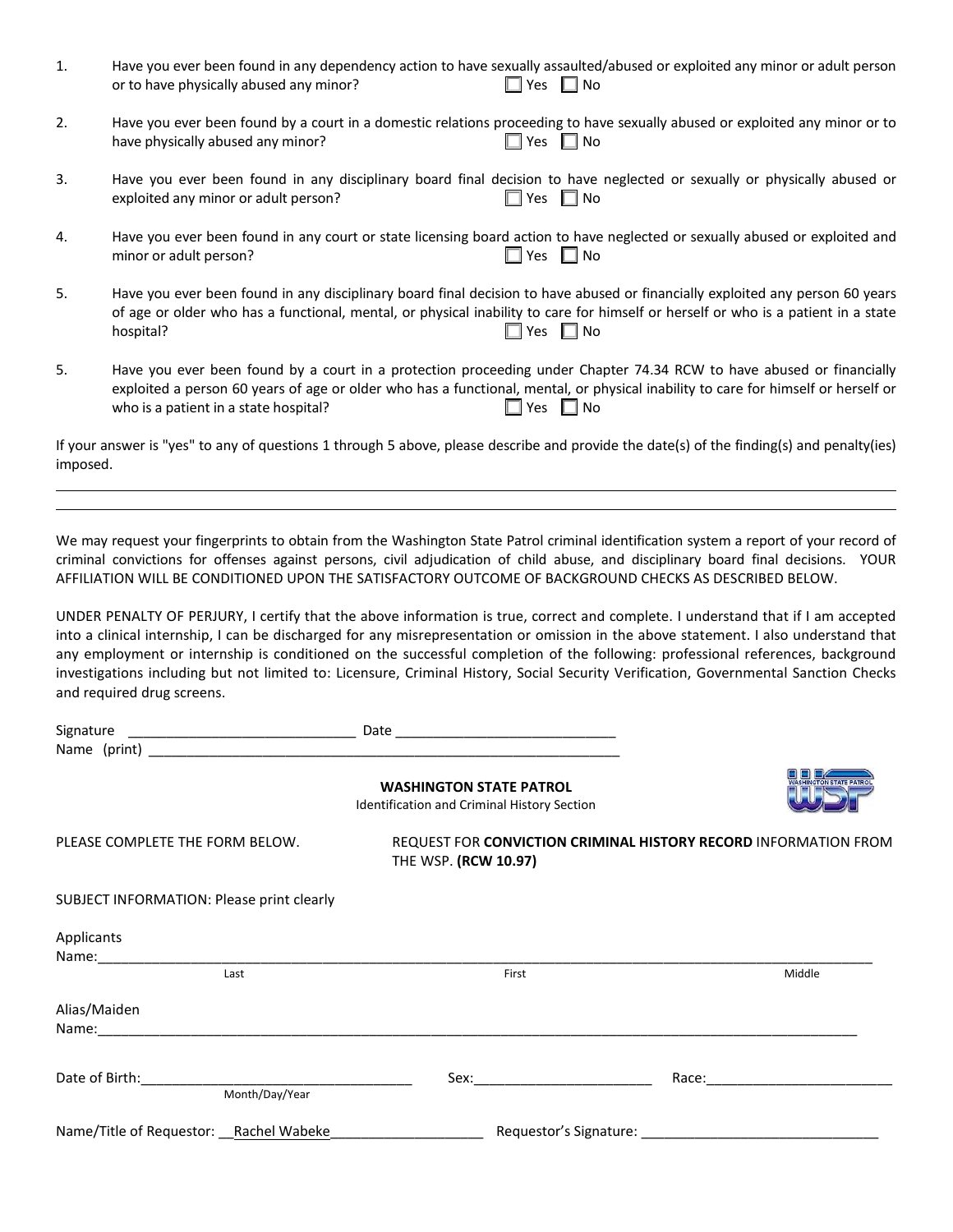1. Have you ever been found in any dependency action to have sexually assaulted/abused or exploited any minor or adult person or to have physically abused any minor? ☐ Yes ☐ No

2. Have you ever been found by a court in a domestic relations proceeding to have sexually abused or exploited any minor or to have physically abused any minor? ☐ Yes ☐ No

3. Have you ever been found in any disciplinary board final decision to have neglected or sexually or physically abused or exploited any minor or adult person? ☐ Yes ☐ No

4. Have you ever been found in any court or state licensing board action to have neglected or sexually abused or exploited and minor or adult person? ☐ Yes ☐ No

5. Have you ever been found in any disciplinary board final decision to have abused or financially exploited any person 60 years of age or older who has a functional, mental, or physical inability to care for himself or herself or who is a patient in a state hospital? ☐ Yes ☐ No

5. Have you ever been found by a court in a protection proceeding under Chapter 74.34 RCW to have abused or financially exploited a person 60 years of age or older who has a functional, mental, or physical inability to care for himself or herself or who is a patient in a state hospital? ☐ Yes ☐ No

If your answer is "yes" to any of questions 1 through 5 above, please describe and provide the date(s) of the finding(s) and penalty(ies) imposed.

_______________________________________________________________________________

_______________________________________________________________________________

We may request your fingerprints to obtain from the Washington State Patrol criminal identification system a report of your record of criminal convictions for offenses against persons, civil adjudication of child abuse, and disciplinary board final decisions. YOUR AFFILIATION WILL BE CONDITIONED UPON THE SATISFACTORY OUTCOME OF BACKGROUND CHECKS AS DESCRIBED BELOW.

UNDER PENALTY OF PERJURY, I certify that the above information is true, correct and complete. I understand that if I am accepted into a clinical internship, I can be discharged for any misrepresentation or omission in the above statement. I also understand that any employment or internship is conditioned on the successful completion of the following: professional references, background investigations including but not limited to: Licensure, Criminal History, Social Security Verification, Governmental Sanction Checks and required drug screens.

Signature ______________________________ Date ____________________________

Name (print) _______________________________________________________________

**WASHINGTON STATE PATROL**

Identification and Criminal History Section

PLEASE COMPLETE THE FORM BELOW.

REQUEST FOR **CONVICTION CRIMINAL HISTORY RECORD** INFORMATION FROM THE WSP. **(RCW 10.97)**

SUBJECT INFORMATION: Please print clearly

Applicants Name:_______________________________________________________________________________

Last First Middle

Alias/Maiden Name:_______________________________________________________________________________

Date of Birth:___________________________________ Sex:_______________________ Race:________________________

Month/Day/Year

Name/Title of Requestor: Rachel Wabeke____________________ Requestor's Signature: ______________________________